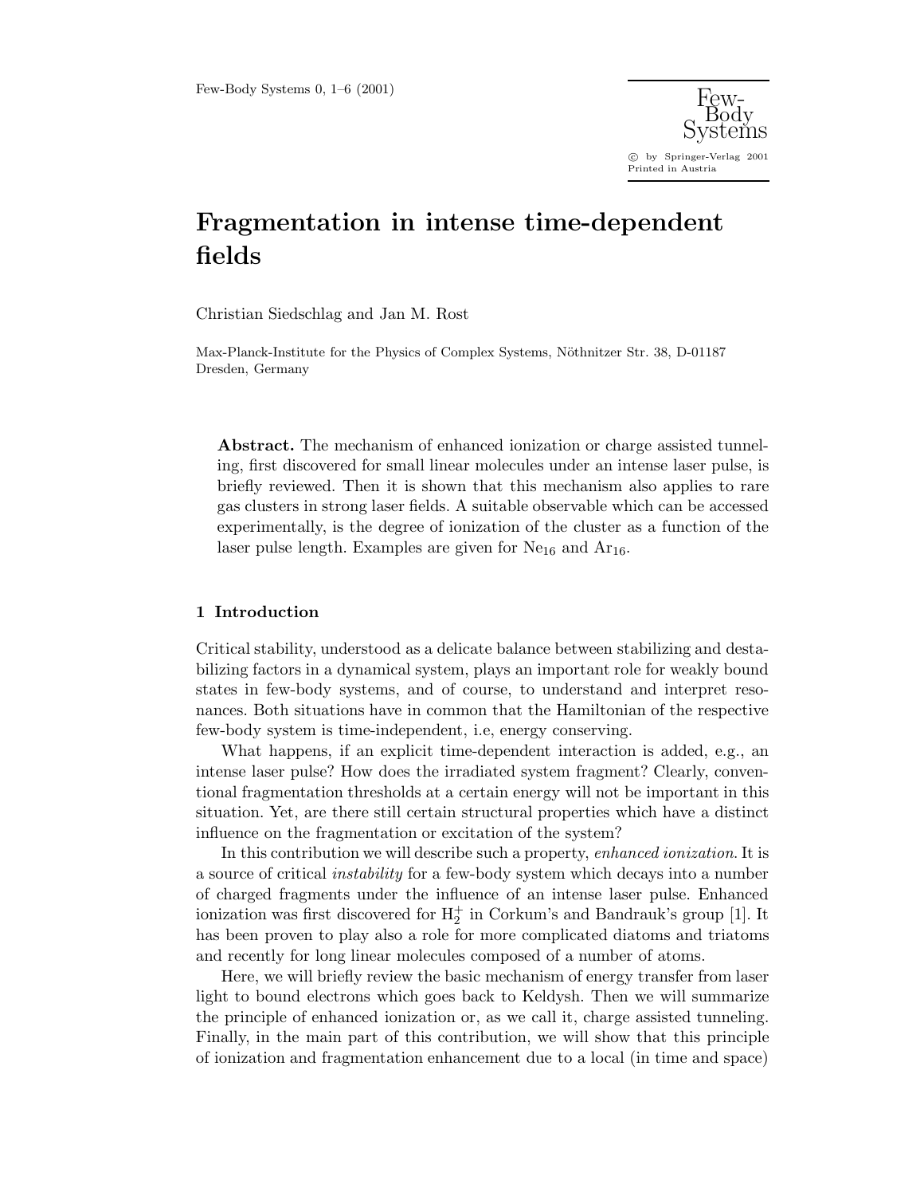# Fragmentation in intense time-dependent fields

Christian Siedschlag and Jan M. Rost

Max-Planck-Institute for the Physics of Complex Systems, Nöthnitzer Str. 38, D-01187 Dresden, Germany

**Abstract.** The mechanism of enhanced ionization or charge assisted tunneling, first discovered for small linear molecules under an intense laser pulse, is briefly reviewed. Then it is shown that this mechanism also applies to rare gas clusters in strong laser fields. A suitable observable which can be accessed experimentally, is the degree of ionization of the cluster as a function of the laser pulse length. Examples are given for $Ne_{16}$ and $Ar_{16}$.

## 1 Introduction

Critical stability, understood as a delicate balance between stabilizing and destabilizing factors in a dynamical system, plays an important role for weakly bound states in few-body systems, and of course, to understand and interpret resonances. Both situations have in common that the Hamiltonian of the respective few-body system is time-independent, i.e, energy conserving.

What happens, if an explicit time-dependent interaction is added, e.g., an intense laser pulse? How does the irradiated system fragment? Clearly, conventional fragmentation thresholds at a certain energy will not be important in this situation. Yet, are there still certain structural properties which have a distinct influence on the fragmentation or excitation of the system?

In this contribution we will describe such a property, *enhanced ionization*. It is a source of critical *instability* for a few-body system which decays into a number of charged fragments under the influence of an intense laser pulse. Enhanced ionization was first discovered for $H_2^+$ in Corkum's and Bandrauk's group [1]. It has been proven to play also a role for more complicated diatoms and triatoms and recently for long linear molecules composed of a number of atoms.

Here, we will briefly review the basic mechanism of energy transfer from laser light to bound electrons which goes back to Keldysh. Then we will summarize the principle of enhanced ionization or, as we call it, charge assisted tunneling. Finally, in the main part of this contribution, we will show that this principle of ionization and fragmentation enhancement due to a local (in time and space)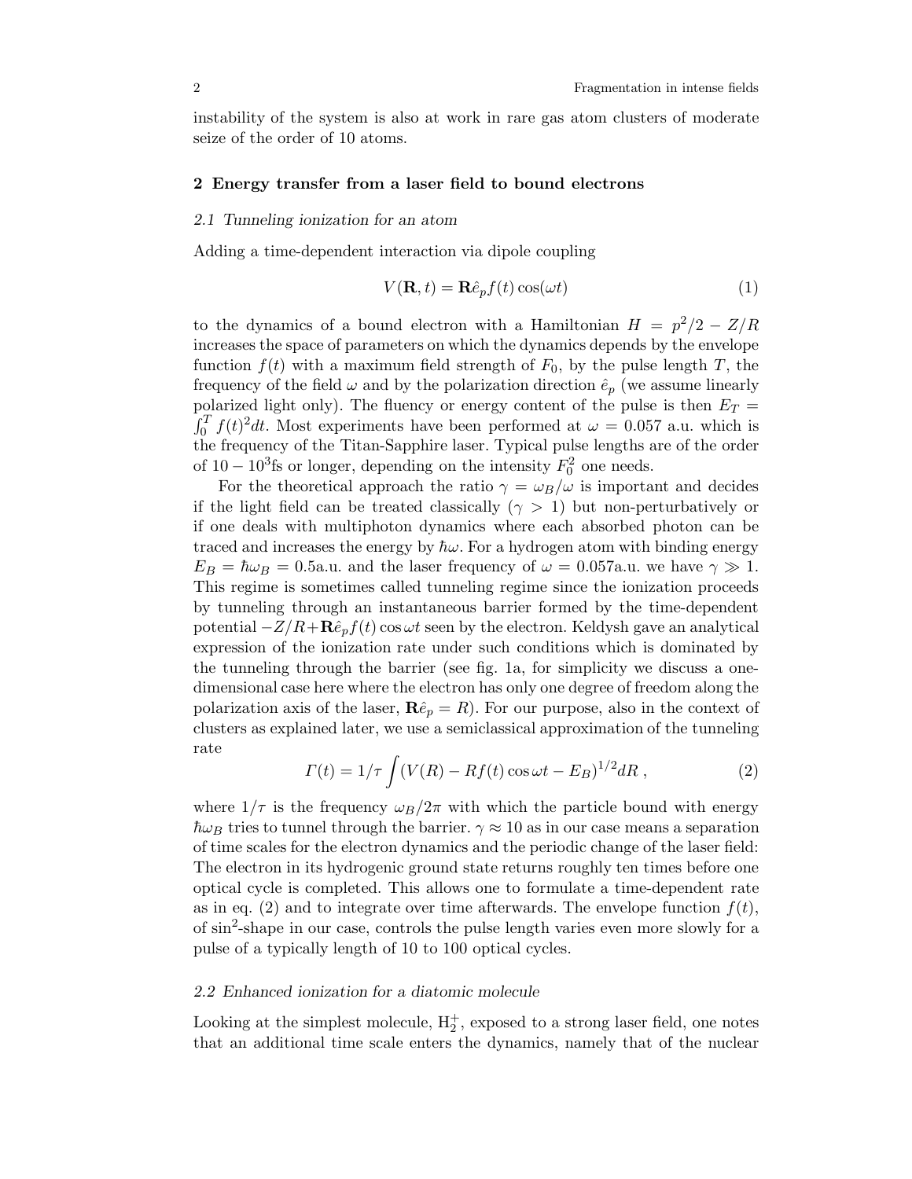instability of the system is also at work in rare gas atom clusters of moderate seize of the order of 10 atoms.

## 2 Energy transfer from a laser field to bound electrons

### 2.1 Tunneling ionization for an atom

Adding a time-dependent interaction via dipole coupling

$$V(\mathbf{R}, t) = \mathbf{R}\hat{e}_p f(t) \cos(\omega t) \tag{1}$$

to the dynamics of a bound electron with a Hamiltonian $H = p^2/2 - Z/R$ increases the space of parameters on which the dynamics depends by the envelope function $f(t)$ with a maximum field strength of $F_0$, by the pulse length $T$, the frequency of the field $\omega$ and by the polarization direction $\hat{e}_p$ (we assume linearly polarized light only). The fluency or energy content of the pulse is then $E_T = \int_0^T f(t)^2 dt$. Most experiments have been performed at $\omega = 0.057$ a.u. which is the frequency of the Titan-Sapphire laser. Typical pulse lengths are of the order of $10 - 10^3$fs or longer, depending on the intensity $F_0^2$ one needs.

For the theoretical approach the ratio $\gamma = \omega_B/\omega$ is important and decides if the light field can be treated classically ($\gamma > 1$) but non-perturbatively or if one deals with multiphoton dynamics where each absorbed photon can be traced and increases the energy by $\hbar\omega$. For a hydrogen atom with binding energy $E_B = \hbar\omega_B = 0.5$a.u. and the laser frequency of $\omega = 0.057$a.u. we have $\gamma \gg 1$. This regime is sometimes called tunneling regime since the ionization proceeds by tunneling through an instantaneous barrier formed by the time-dependent potential $-Z/R + \mathbf{R}\hat{e}_p f(t) \cos\omega t$ seen by the electron. Keldysh gave an analytical expression of the ionization rate under such conditions which is dominated by the tunneling through the barrier (see fig. 1a, for simplicity we discuss a one-dimensional case here where the electron has only one degree of freedom along the polarization axis of the laser, $\mathbf{R}\hat{e}_p = R$). For our purpose, also in the context of clusters as explained later, we use a semiclassical approximation of the tunneling rate

$$\Gamma(t) = 1/\tau \int (V(R) - Rf(t)\cos\omega t - E_B)^{1/2} dR\,, \tag{2}$$

where $1/\tau$ is the frequency $\omega_B/2\pi$ with which the particle bound with energy $\hbar\omega_B$ tries to tunnel through the barrier. $\gamma \approx 10$ as in our case means a separation of time scales for the electron dynamics and the periodic change of the laser field: The electron in its hydrogenic ground state returns roughly ten times before one optical cycle is completed. This allows one to formulate a time-dependent rate as in eq. (2) and to integrate over time afterwards. The envelope function $f(t)$, of $\sin^2$-shape in our case, controls the pulse length varies even more slowly for a pulse of a typically length of 10 to 100 optical cycles.

### 2.2 Enhanced ionization for a diatomic molecule

Looking at the simplest molecule, $H_2^+$, exposed to a strong laser field, one notes that an additional time scale enters the dynamics, namely that of the nuclear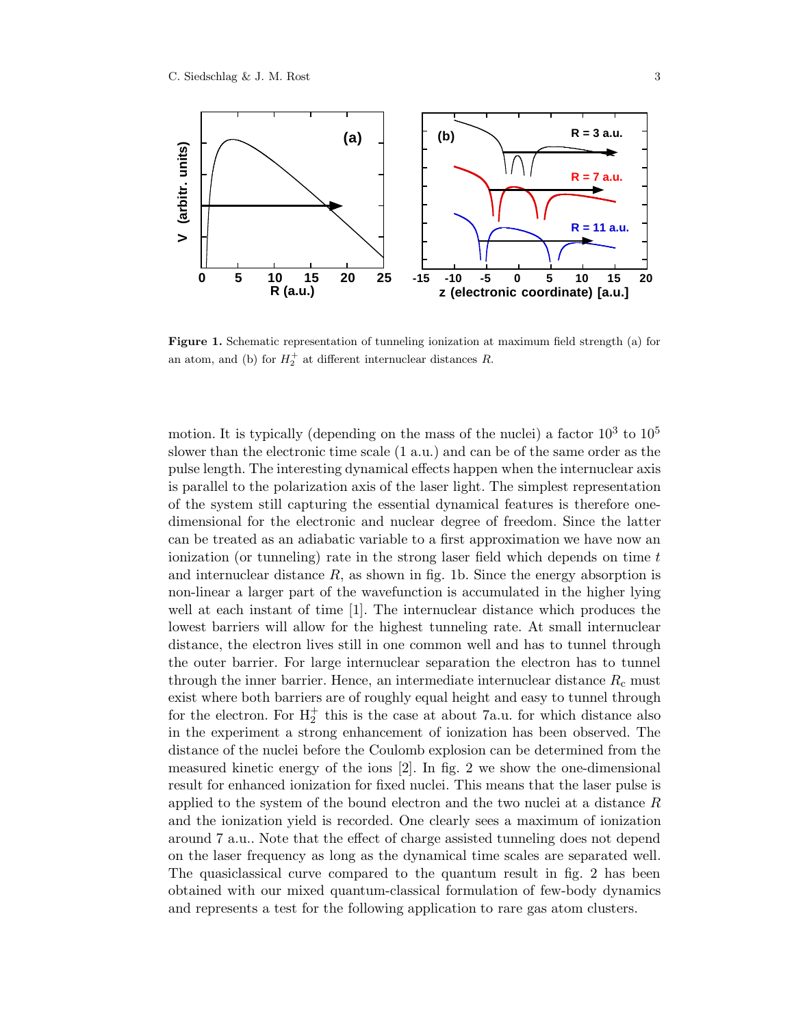**Figure 1.** Schematic representation of tunneling ionization at maximum field strength (a) for an atom, and (b) for $H_2^+$ at different internuclear distances $R$.

motion. It is typically (depending on the mass of the nuclei) a factor $10^3$ to $10^5$ slower than the electronic time scale (1 a.u.) and can be of the same order as the pulse length. The interesting dynamical effects happen when the internuclear axis is parallel to the polarization axis of the laser light. The simplest representation of the system still capturing the essential dynamical features is therefore one-dimensional for the electronic and nuclear degree of freedom. Since the latter can be treated as an adiabatic variable to a first approximation we have now an ionization (or tunneling) rate in the strong laser field which depends on time $t$ and internuclear distance $R$, as shown in fig. 1b. Since the energy absorption is non-linear a larger part of the wavefunction is accumulated in the higher lying well at each instant of time [1]. The internuclear distance which produces the lowest barriers will allow for the highest tunneling rate. At small internuclear distance, the electron lives still in one common well and has to tunnel through the outer barrier. For large internuclear separation the electron has to tunnel through the inner barrier. Hence, an intermediate internuclear distance $R_c$ must exist where both barriers are of roughly equal height and easy to tunnel through for the electron. For $H_2^+$ this is the case at about 7a.u. for which distance also in the experiment a strong enhancement of ionization has been observed. The distance of the nuclei before the Coulomb explosion can be determined from the measured kinetic energy of the ions [2]. In fig. 2 we show the one-dimensional result for enhanced ionization for fixed nuclei. This means that the laser pulse is applied to the system of the bound electron and the two nuclei at a distance $R$ and the ionization yield is recorded. One clearly sees a maximum of ionization around 7 a.u.. Note that the effect of charge assisted tunneling does not depend on the laser frequency as long as the dynamical time scales are separated well. The quasiclassical curve compared to the quantum result in fig. 2 has been obtained with our mixed quantum-classical formulation of few-body dynamics and represents a test for the following application to rare gas atom clusters.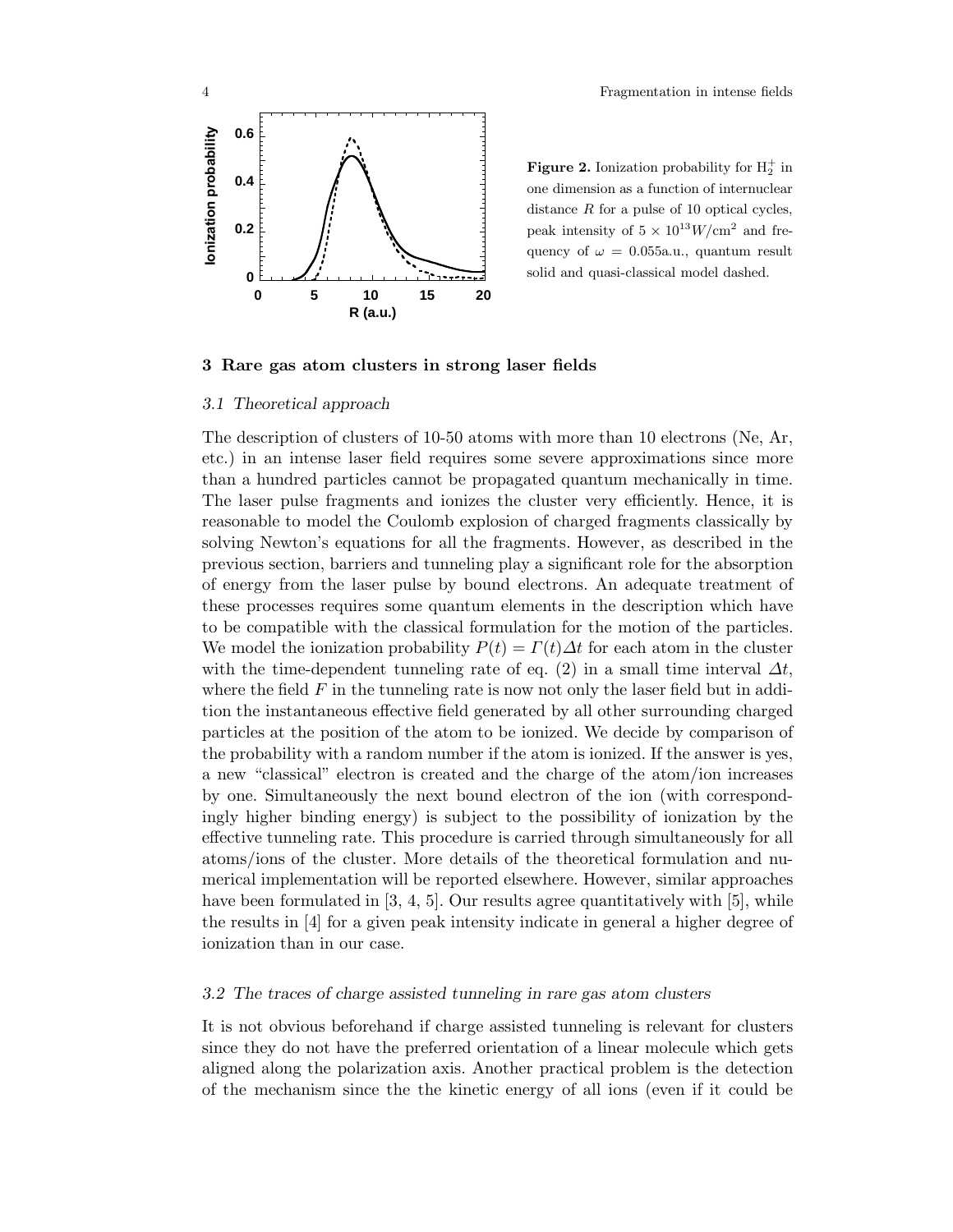**Figure 2.** Ionization probability for $H_2^+$ in one dimension as a function of internuclear distance $R$ for a pulse of 10 optical cycles, peak intensity of $5 \times 10^{13} W/\text{cm}^2$ and frequency of $\omega = 0.055$a.u., quantum result solid and quasi-classical model dashed.

## 3 Rare gas atom clusters in strong laser fields

### 3.1 Theoretical approach

The description of clusters of 10-50 atoms with more than 10 electrons (Ne, Ar, etc.) in an intense laser field requires some severe approximations since more than a hundred particles cannot be propagated quantum mechanically in time. The laser pulse fragments and ionizes the cluster very efficiently. Hence, it is reasonable to model the Coulomb explosion of charged fragments classically by solving Newton's equations for all the fragments. However, as described in the previous section, barriers and tunneling play a significant role for the absorption of energy from the laser pulse by bound electrons. An adequate treatment of these processes requires some quantum elements in the description which have to be compatible with the classical formulation for the motion of the particles. We model the ionization probability $P(t) = \Gamma(t)\Delta t$ for each atom in the cluster with the time-dependent tunneling rate of eq. (2) in a small time interval $\Delta t$, where the field $F$ in the tunneling rate is now not only the laser field but in addition the instantaneous effective field generated by all other surrounding charged particles at the position of the atom to be ionized. We decide by comparison of the probability with a random number if the atom is ionized. If the answer is yes, a new "classical" electron is created and the charge of the atom/ion increases by one. Simultaneously the next bound electron of the ion (with correspondingly higher binding energy) is subject to the possibility of ionization by the effective tunneling rate. This procedure is carried through simultaneously for all atoms/ions of the cluster. More details of the theoretical formulation and numerical implementation will be reported elsewhere. However, similar approaches have been formulated in [3, 4, 5]. Our results agree quantitatively with [5], while the results in [4] for a given peak intensity indicate in general a higher degree of ionization than in our case.

### 3.2 The traces of charge assisted tunneling in rare gas atom clusters

It is not obvious beforehand if charge assisted tunneling is relevant for clusters since they do not have the preferred orientation of a linear molecule which gets aligned along the polarization axis. Another practical problem is the detection of the mechanism since the the kinetic energy of all ions (even if it could be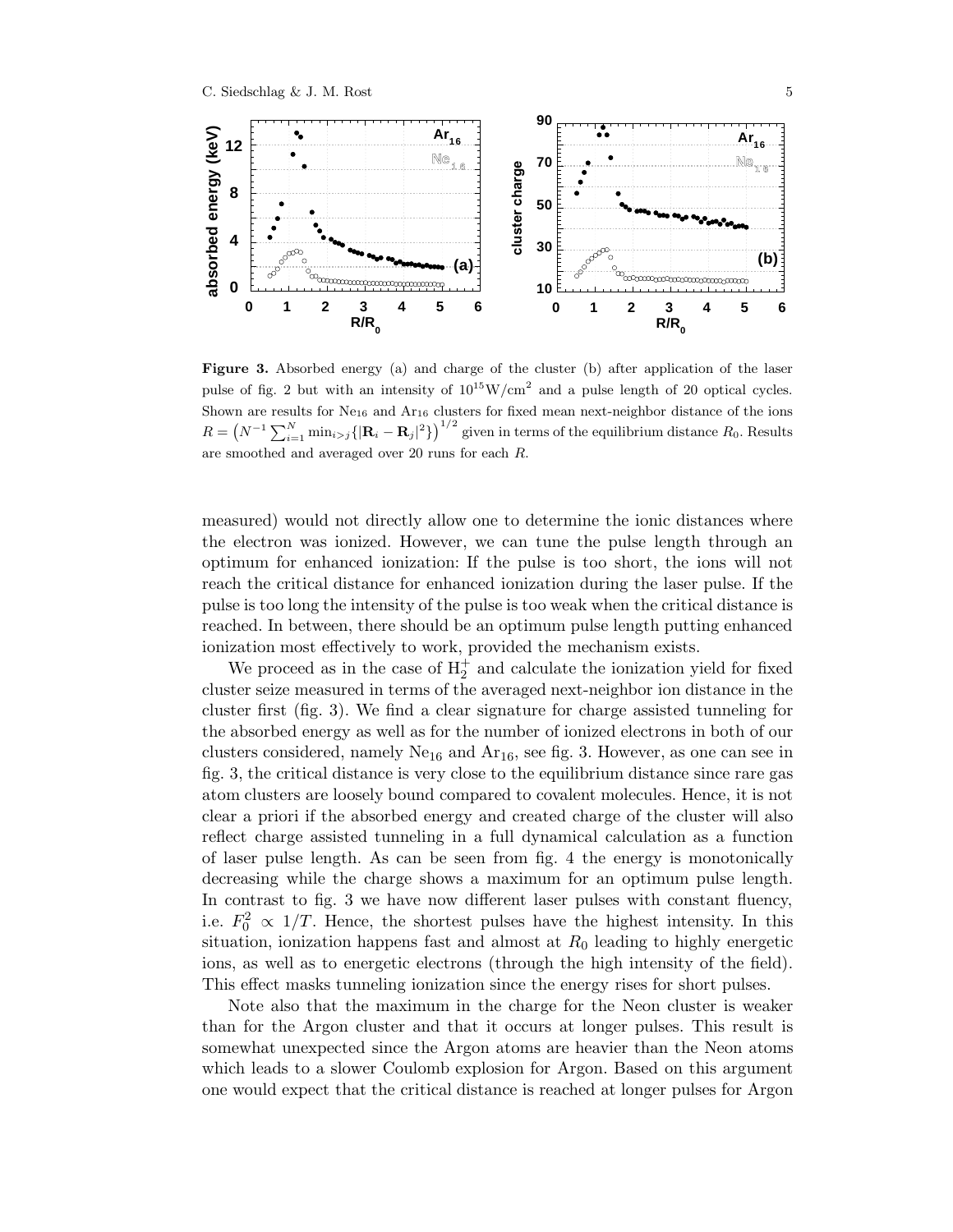**Figure 3.** Absorbed energy (a) and charge of the cluster (b) after application of the laser pulse of fig. 2 but with an intensity of $10^{15}\mathrm{W/cm}^2$ and a pulse length of 20 optical cycles. Shown are results for $\mathrm{Ne}_{16}$ and $\mathrm{Ar}_{16}$ clusters for fixed mean next-neighbor distance of the ions $R = \left(N^{-1}\sum_{i=1}^{N}\min_{i>j}\{|\mathbf{R}_i - \mathbf{R}_j|^2\}\right)^{1/2}$ given in terms of the equilibrium distance $R_0$. Results are smoothed and averaged over 20 runs for each $R$.

measured) would not directly allow one to determine the ionic distances where the electron was ionized. However, we can tune the pulse length through an optimum for enhanced ionization: If the pulse is too short, the ions will not reach the critical distance for enhanced ionization during the laser pulse. If the pulse is too long the intensity of the pulse is too weak when the critical distance is reached. In between, there should be an optimum pulse length putting enhanced ionization most effectively to work, provided the mechanism exists.

We proceed as in the case of $\mathrm{H}_2^+$ and calculate the ionization yield for fixed cluster seize measured in terms of the averaged next-neighbor ion distance in the cluster first (fig. 3). We find a clear signature for charge assisted tunneling for the absorbed energy as well as for the number of ionized electrons in both of our clusters considered, namely $\mathrm{Ne}_{16}$ and $\mathrm{Ar}_{16}$, see fig. 3. However, as one can see in fig. 3, the critical distance is very close to the equilibrium distance since rare gas atom clusters are loosely bound compared to covalent molecules. Hence, it is not clear a priori if the absorbed energy and created charge of the cluster will also reflect charge assisted tunneling in a full dynamical calculation as a function of laser pulse length. As can be seen from fig. 4 the energy is monotonically decreasing while the charge shows a maximum for an optimum pulse length. In contrast to fig. 3 we have now different laser pulses with constant fluency, i.e. $F_0^2 \propto 1/T$. Hence, the shortest pulses have the highest intensity. In this situation, ionization happens fast and almost at $R_0$ leading to highly energetic ions, as well as to energetic electrons (through the high intensity of the field). This effect masks tunneling ionization since the energy rises for short pulses.

Note also that the maximum in the charge for the Neon cluster is weaker than for the Argon cluster and that it occurs at longer pulses. This result is somewhat unexpected since the Argon atoms are heavier than the Neon atoms which leads to a slower Coulomb explosion for Argon. Based on this argument one would expect that the critical distance is reached at longer pulses for Argon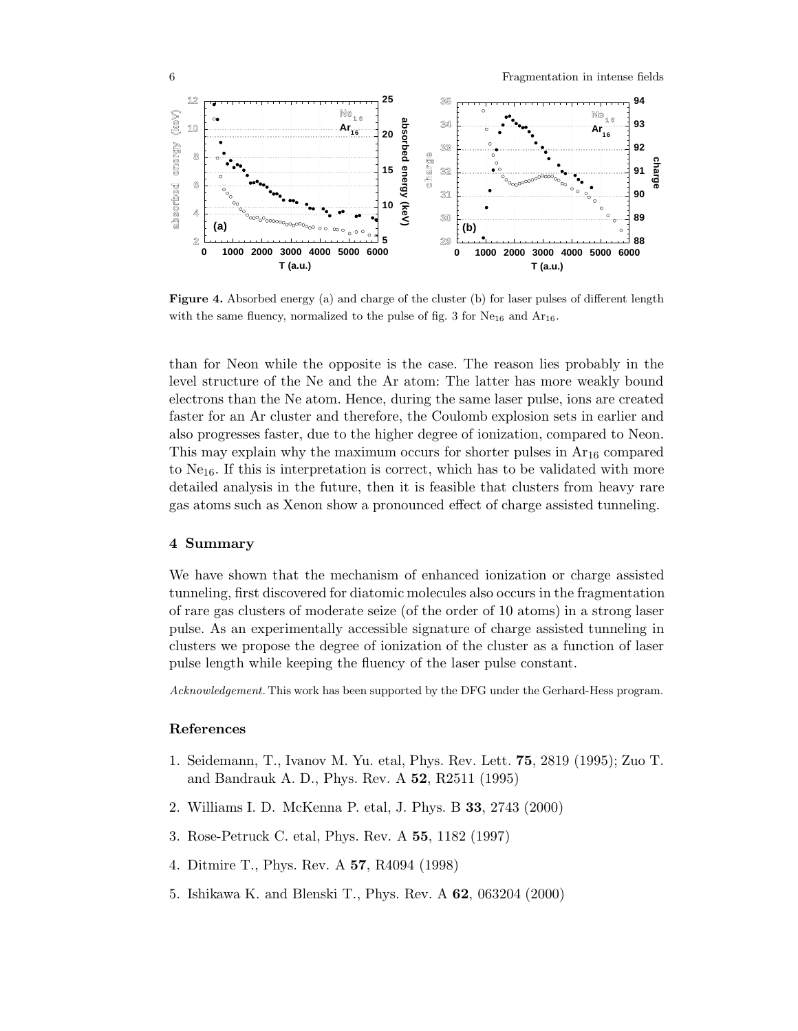(a)

absorbed energy (keV)

12
10
8
6
4
2

Ne$_{16}$
Ar$_{16}$

25
20
15
10
5

absorbed energy (keV)

0 1000 2000 3000 4000 5000 6000

T (a.u.)

(b)

charge

35
34
33
32
31
30
29

Ne$_{16}$
Ar$_{16}$

94
93
92
91
90
89
88

charge

0 1000 2000 3000 4000 5000 6000

T (a.u.)

**Figure 4.** Absorbed energy (a) and charge of the cluster (b) for laser pulses of different length with the same fluency, normalized to the pulse of fig. 3 for $Ne_{16}$ and $Ar_{16}$.

than for Neon while the opposite is the case. The reason lies probably in the level structure of the Ne and the Ar atom: The latter has more weakly bound electrons than the Ne atom. Hence, during the same laser pulse, ions are created faster for an Ar cluster and therefore, the Coulomb explosion sets in earlier and also progresses faster, due to the higher degree of ionization, compared to Neon. This may explain why the maximum occurs for shorter pulses in $Ar_{16}$ compared to $Ne_{16}$. If this is interpretation is correct, which has to be validated with more detailed analysis in the future, then it is feasible that clusters from heavy rare gas atoms such as Xenon show a pronounced effect of charge assisted tunneling.

## 4 Summary

We have shown that the mechanism of enhanced ionization or charge assisted tunneling, first discovered for diatomic molecules also occurs in the fragmentation of rare gas clusters of moderate seize (of the order of 10 atoms) in a strong laser pulse. As an experimentally accessible signature of charge assisted tunneling in clusters we propose the degree of ionization of the cluster as a function of laser pulse length while keeping the fluency of the laser pulse constant.

*Acknowledgement.* This work has been supported by the DFG under the Gerhard-Hess program.

## References

1. Seidemann, T., Ivanov M. Yu. etal, Phys. Rev. Lett. **75**, 2819 (1995); Zuo T. and Bandrauk A. D., Phys. Rev. A **52**, R2511 (1995)
2. Williams I. D. McKenna P. etal, J. Phys. B **33**, 2743 (2000)
3. Rose-Petruck C. etal, Phys. Rev. A **55**, 1182 (1997)
4. Ditmire T., Phys. Rev. A **57**, R4094 (1998)
5. Ishikawa K. and Blenski T., Phys. Rev. A **62**, 063204 (2000)